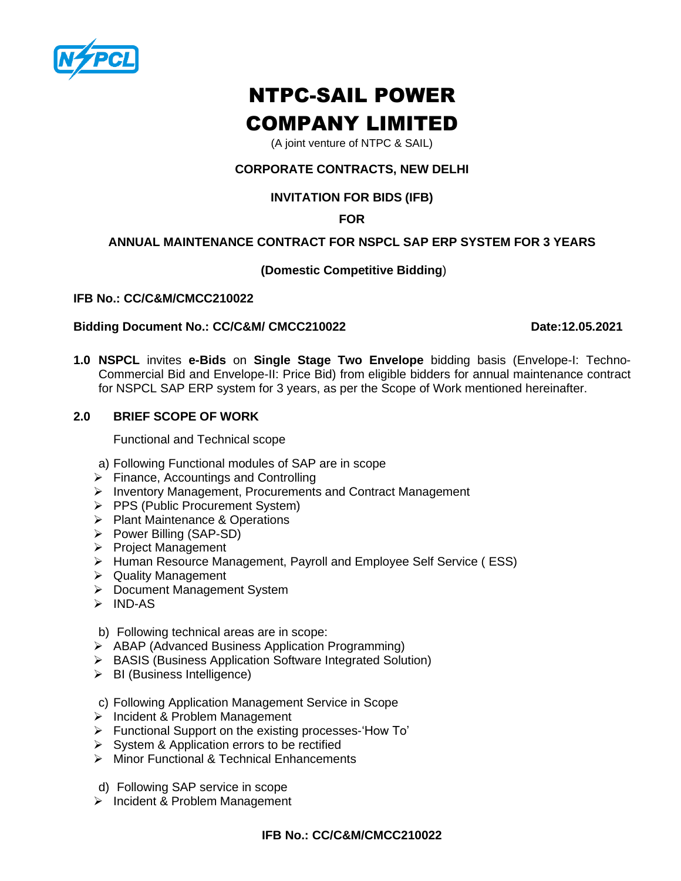# NTPC-SAIL POWER COMPANY LIMITED

(A joint venture of NTPC & SAIL)

**CORPORATE CONTRACTS, NEW DELHI**

**INVITATION FOR BIDS (IFB)**

**FOR**

**ANNUAL MAINTENANCE CONTRACT FOR NSPCL SAP ERP SYSTEM FOR 3 YEARS**

**(Domestic Competitive Bidding**)

**IFB No.: CC/C&M/CMCC210022**

**Bidding Document No.: CC/C&M/ CMCC210022** **Date:12.05.2021**

**1.0** **NSPCL** invites **e-Bids** on **Single Stage Two Envelope** bidding basis (Envelope-I: Techno-Commercial Bid and Envelope-II: Price Bid) from eligible bidders for annual maintenance contract for NSPCL SAP ERP system for 3 years, as per the Scope of Work mentioned hereinafter.

## 2.0 BRIEF SCOPE OF WORK

Functional and Technical scope

a) Following Functional modules of SAP are in scope

- Finance, Accountings and Controlling
- Inventory Management, Procurements and Contract Management
- PPS (Public Procurement System)
- Plant Maintenance & Operations
- Power Billing (SAP-SD)
- Project Management
- Human Resource Management, Payroll and Employee Self Service ( ESS)
- Quality Management
- Document Management System
- IND-AS

b) Following technical areas are in scope:

- ABAP (Advanced Business Application Programming)
- BASIS (Business Application Software Integrated Solution)
- BI (Business Intelligence)

c) Following Application Management Service in Scope

- Incident & Problem Management
- Functional Support on the existing processes-'How To'
- System & Application errors to be rectified
- Minor Functional & Technical Enhancements

d) Following SAP service in scope

- Incident & Problem Management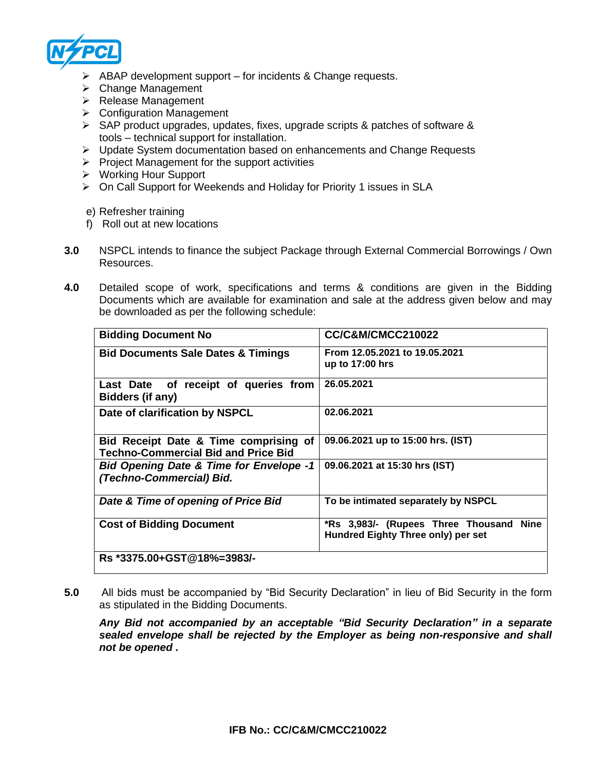- ABAP development support – for incidents & Change requests.
- Change Management
- Release Management
- Configuration Management
- SAP product upgrades, updates, fixes, upgrade scripts & patches of software & tools – technical support for installation.
- Update System documentation based on enhancements and Change Requests
- Project Management for the support activities
- Working Hour Support
- On Call Support for Weekends and Holiday for Priority 1 issues in SLA

e) Refresher training

f) Roll out at new locations

**3.0** NSPCL intends to finance the subject Package through External Commercial Borrowings / Own Resources.

**4.0** Detailed scope of work, specifications and terms & conditions are given in the Bidding Documents which are available for examination and sale at the address given below and may be downloaded as per the following schedule:

| | |
|---|---|
| **Bidding Document No** | **CC/C&M/CMCC210022** |
| **Bid Documents Sale Dates & Timings** | **From 12.05.2021 to 19.05.2021 up to 17:00 hrs** |
| **Last Date of receipt of queries from Bidders (if any)** | **26.05.2021** |
| **Date of clarification by NSPCL** | **02.06.2021** |
| **Bid Receipt Date & Time comprising of Techno-Commercial Bid and Price Bid** | **09.06.2021 up to 15:00 hrs. (IST)** |
| ***Bid Opening Date & Time for Envelope -1 (Techno-Commercial) Bid.*** | **09.06.2021 at 15:30 hrs (IST)** |
| ***Date & Time of opening of Price Bid*** | **To be intimated separately by NSPCL** |
| **Cost of Bidding Document** | **\*Rs 3,983/- (Rupees Three Thousand Nine Hundred Eighty Three only) per set** |
| **Rs \*3375.00+GST@18%=3983/-** | |

**5.0** All bids must be accompanied by "Bid Security Declaration" in lieu of Bid Security in the form as stipulated in the Bidding Documents.

***Any Bid not accompanied by an acceptable "Bid Security Declaration" in a separate sealed envelope shall be rejected by the Employer as being non-responsive and shall not be opened .***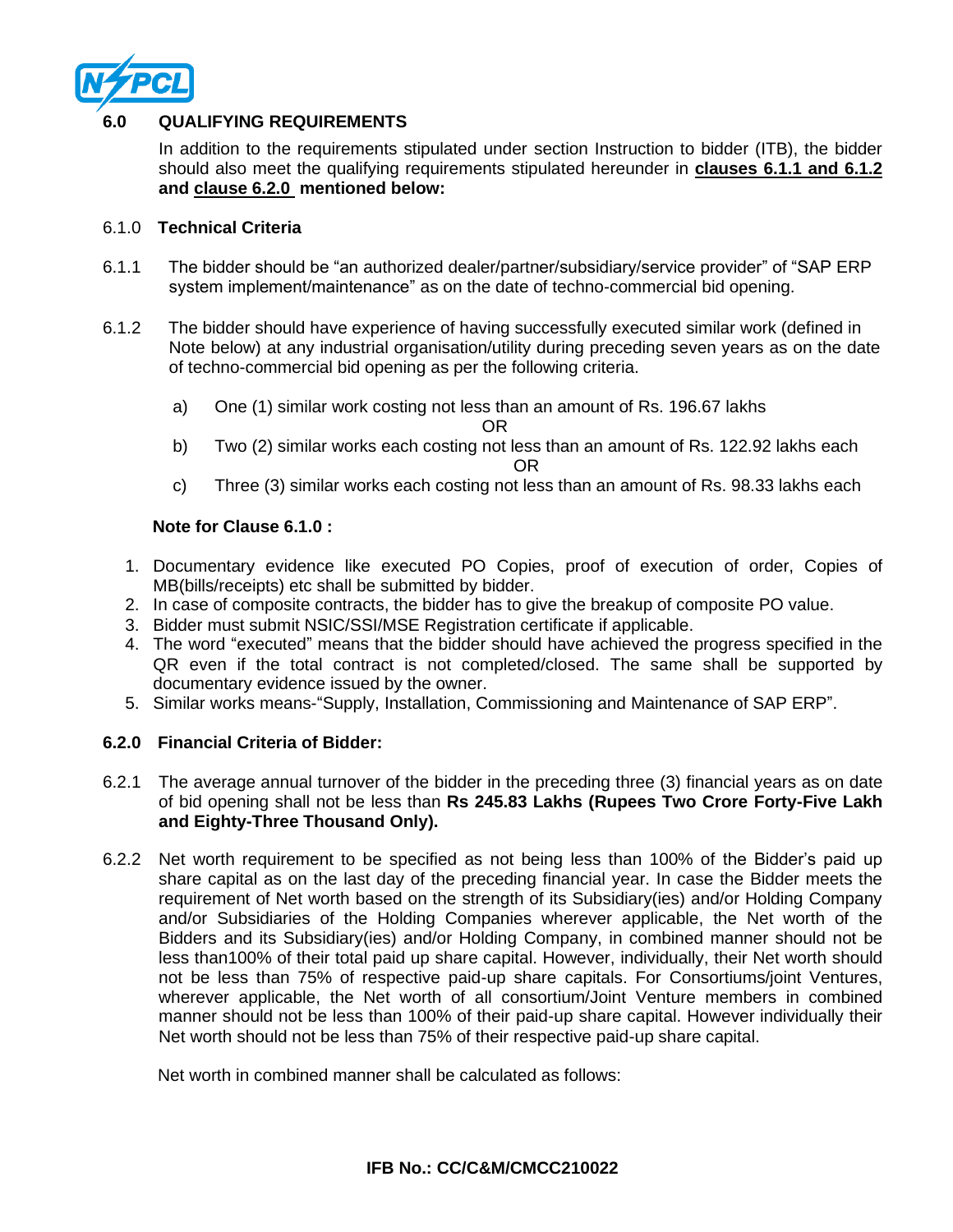## 6.0 QUALIFYING REQUIREMENTS

In addition to the requirements stipulated under section Instruction to bidder (ITB), the bidder should also meet the qualifying requirements stipulated hereunder in **clauses 6.1.1 and 6.1.2 and clause 6.2.0 mentioned below:**

### 6.1.0 Technical Criteria

6.1.1 The bidder should be "an authorized dealer/partner/subsidiary/service provider" of "SAP ERP system implement/maintenance" as on the date of techno-commercial bid opening.

6.1.2 The bidder should have experience of having successfully executed similar work (defined in Note below) at any industrial organisation/utility during preceding seven years as on the date of techno-commercial bid opening as per the following criteria.

a) One (1) similar work costing not less than an amount of Rs. 196.67 lakhs

OR

b) Two (2) similar works each costing not less than an amount of Rs. 122.92 lakhs each

OR

c) Three (3) similar works each costing not less than an amount of Rs. 98.33 lakhs each

**Note for Clause 6.1.0 :**

1. Documentary evidence like executed PO Copies, proof of execution of order, Copies of MB(bills/receipts) etc shall be submitted by bidder.
2. In case of composite contracts, the bidder has to give the breakup of composite PO value.
3. Bidder must submit NSIC/SSI/MSE Registration certificate if applicable.
4. The word "executed" means that the bidder should have achieved the progress specified in the QR even if the total contract is not completed/closed. The same shall be supported by documentary evidence issued by the owner.
5. Similar works means-"Supply, Installation, Commissioning and Maintenance of SAP ERP".

### 6.2.0 Financial Criteria of Bidder:

6.2.1 The average annual turnover of the bidder in the preceding three (3) financial years as on date of bid opening shall not be less than **Rs 245.83 Lakhs (Rupees Two Crore Forty-Five Lakh and Eighty-Three Thousand Only).**

6.2.2 Net worth requirement to be specified as not being less than 100% of the Bidder's paid up share capital as on the last day of the preceding financial year. In case the Bidder meets the requirement of Net worth based on the strength of its Subsidiary(ies) and/or Holding Company and/or Subsidiaries of the Holding Companies wherever applicable, the Net worth of the Bidders and its Subsidiary(ies) and/or Holding Company, in combined manner should not be less than100% of their total paid up share capital. However, individually, their Net worth should not be less than 75% of respective paid-up share capitals. For Consortiums/joint Ventures, wherever applicable, the Net worth of all consortium/Joint Venture members in combined manner should not be less than 100% of their paid-up share capital. However individually their Net worth should not be less than 75% of their respective paid-up share capital.

Net worth in combined manner shall be calculated as follows:

**IFB No.: CC/C&M/CMCC210022**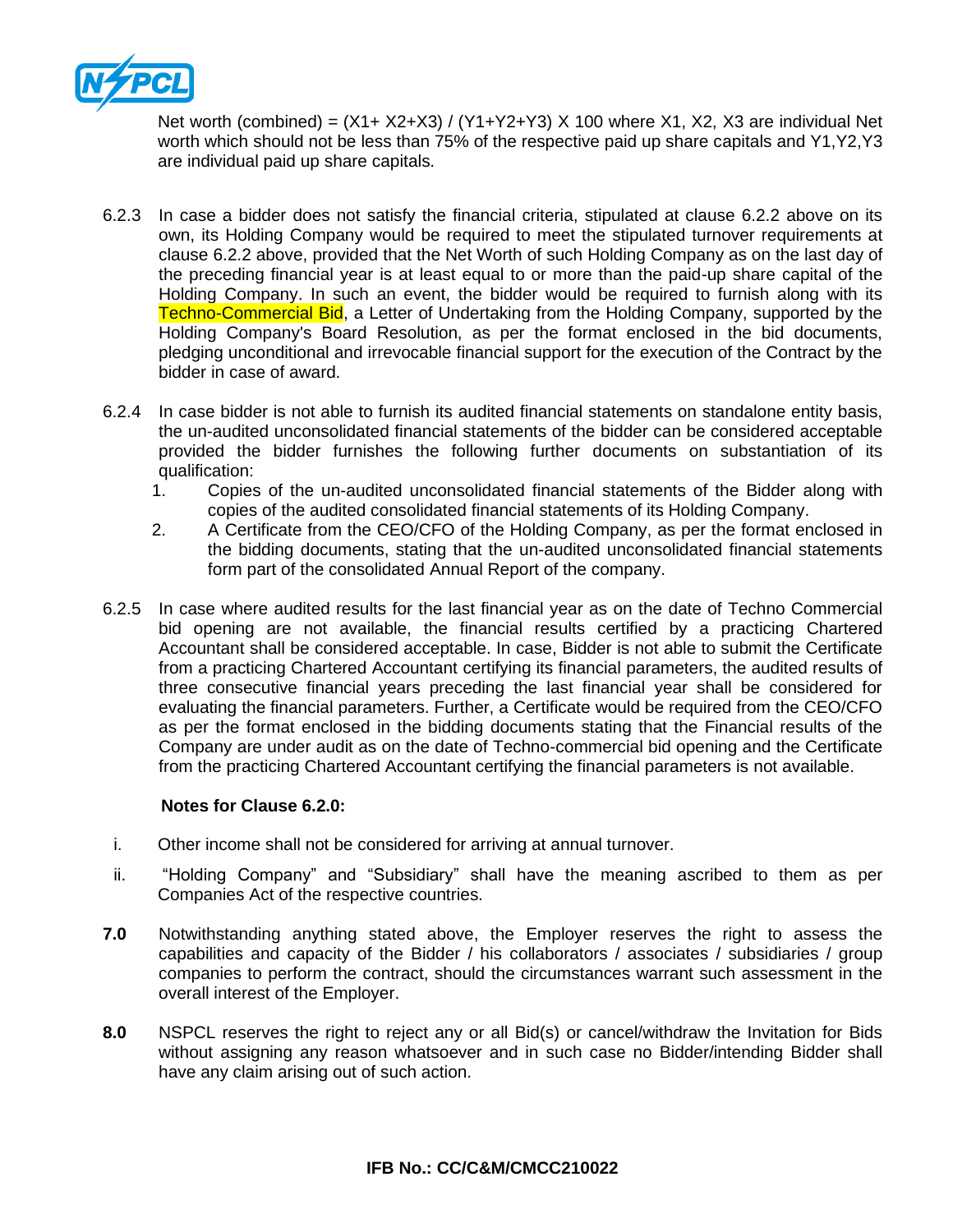Net worth (combined) = $(X1+ X2+X3) / (Y1+Y2+Y3) \times 100$ where X1, X2, X3 are individual Net worth which should not be less than 75% of the respective paid up share capitals and Y1,Y2,Y3 are individual paid up share capitals.

6.2.3 In case a bidder does not satisfy the financial criteria, stipulated at clause 6.2.2 above on its own, its Holding Company would be required to meet the stipulated turnover requirements at clause 6.2.2 above, provided that the Net Worth of such Holding Company as on the last day of the preceding financial year is at least equal to or more than the paid-up share capital of the Holding Company. In such an event, the bidder would be required to furnish along with its Techno-Commercial Bid, a Letter of Undertaking from the Holding Company, supported by the Holding Company's Board Resolution, as per the format enclosed in the bid documents, pledging unconditional and irrevocable financial support for the execution of the Contract by the bidder in case of award.

6.2.4 In case bidder is not able to furnish its audited financial statements on standalone entity basis, the un-audited unconsolidated financial statements of the bidder can be considered acceptable provided the bidder furnishes the following further documents on substantiation of its qualification:

1. Copies of the un-audited unconsolidated financial statements of the Bidder along with copies of the audited consolidated financial statements of its Holding Company.
2. A Certificate from the CEO/CFO of the Holding Company, as per the format enclosed in the bidding documents, stating that the un-audited unconsolidated financial statements form part of the consolidated Annual Report of the company.

6.2.5 In case where audited results for the last financial year as on the date of Techno Commercial bid opening are not available, the financial results certified by a practicing Chartered Accountant shall be considered acceptable. In case, Bidder is not able to submit the Certificate from a practicing Chartered Accountant certifying its financial parameters, the audited results of three consecutive financial years preceding the last financial year shall be considered for evaluating the financial parameters. Further, a Certificate would be required from the CEO/CFO as per the format enclosed in the bidding documents stating that the Financial results of the Company are under audit as on the date of Techno-commercial bid opening and the Certificate from the practicing Chartered Accountant certifying the financial parameters is not available.

**Notes for Clause 6.2.0:**

i. Other income shall not be considered for arriving at annual turnover.

ii. "Holding Company" and "Subsidiary" shall have the meaning ascribed to them as per Companies Act of the respective countries.

**7.0** Notwithstanding anything stated above, the Employer reserves the right to assess the capabilities and capacity of the Bidder / his collaborators / associates / subsidiaries / group companies to perform the contract, should the circumstances warrant such assessment in the overall interest of the Employer.

**8.0** NSPCL reserves the right to reject any or all Bid(s) or cancel/withdraw the Invitation for Bids without assigning any reason whatsoever and in such case no Bidder/intending Bidder shall have any claim arising out of such action.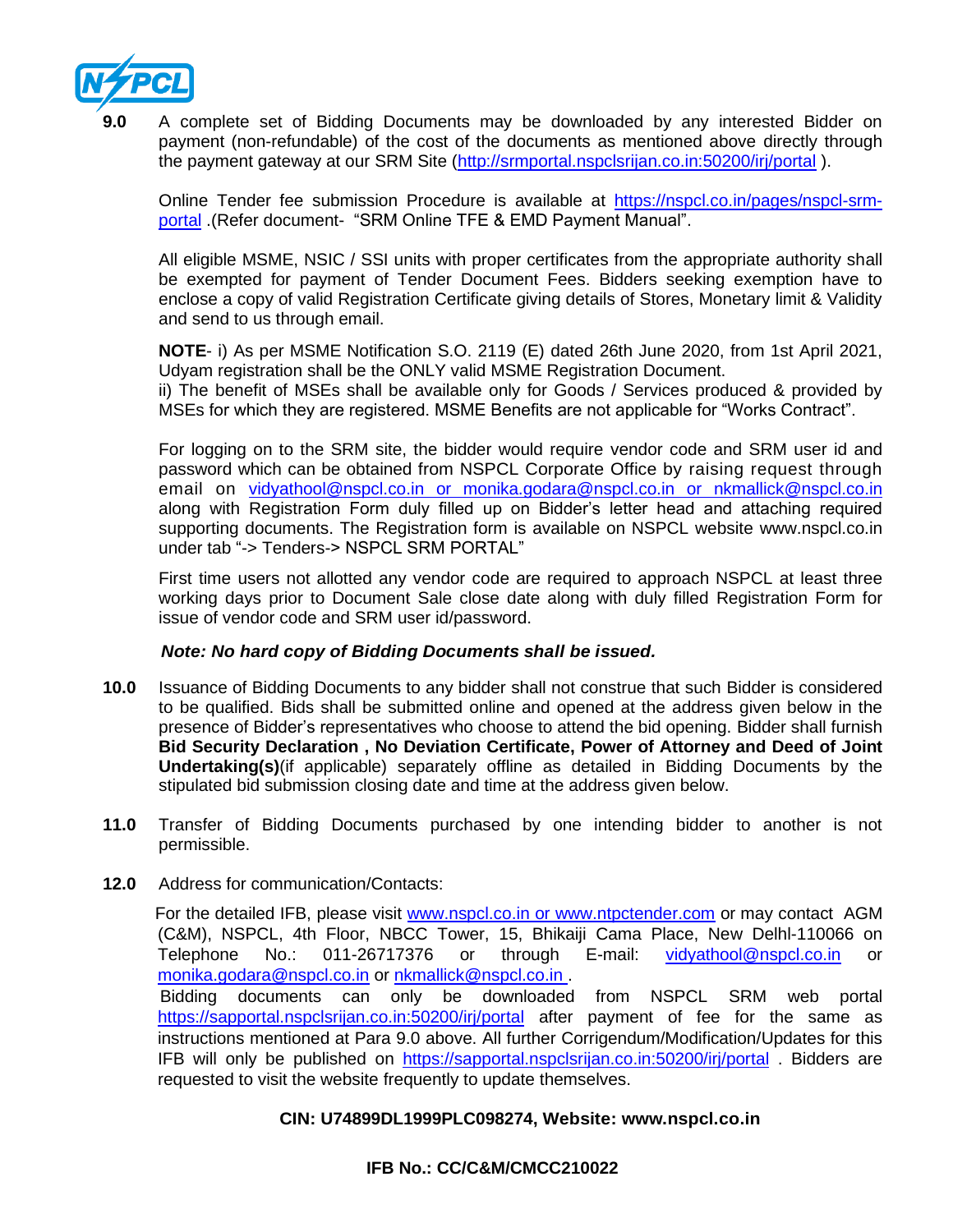**9.0** A complete set of Bidding Documents may be downloaded by any interested Bidder on payment (non-refundable) of the cost of the documents as mentioned above directly through the payment gateway at our SRM Site (http://srmportal.nspclsrijan.co.in:50200/irj/portal ).

Online Tender fee submission Procedure is available at https://nspcl.co.in/pages/nspcl-srm-portal .(Refer document- "SRM Online TFE & EMD Payment Manual".

All eligible MSME, NSIC / SSI units with proper certificates from the appropriate authority shall be exempted for payment of Tender Document Fees. Bidders seeking exemption have to enclose a copy of valid Registration Certificate giving details of Stores, Monetary limit & Validity and send to us through email.

**NOTE**- i) As per MSME Notification S.O. 2119 (E) dated 26th June 2020, from 1st April 2021, Udyam registration shall be the ONLY valid MSME Registration Document.
ii) The benefit of MSEs shall be available only for Goods / Services produced & provided by MSEs for which they are registered. MSME Benefits are not applicable for "Works Contract".

For logging on to the SRM site, the bidder would require vendor code and SRM user id and password which can be obtained from NSPCL Corporate Office by raising request through email on vidyathool@nspcl.co.in or monika.godara@nspcl.co.in or nkmallick@nspcl.co.in along with Registration Form duly filled up on Bidder's letter head and attaching required supporting documents. The Registration form is available on NSPCL website www.nspcl.co.in under tab "-> Tenders-> NSPCL SRM PORTAL"

First time users not allotted any vendor code are required to approach NSPCL at least three working days prior to Document Sale close date along with duly filled Registration Form for issue of vendor code and SRM user id/password.

***Note: No hard copy of Bidding Documents shall be issued.***

**10.0** Issuance of Bidding Documents to any bidder shall not construe that such Bidder is considered to be qualified. Bids shall be submitted online and opened at the address given below in the presence of Bidder's representatives who choose to attend the bid opening. Bidder shall furnish **Bid Security Declaration , No Deviation Certificate, Power of Attorney and Deed of Joint Undertaking(s)**(if applicable) separately offline as detailed in Bidding Documents by the stipulated bid submission closing date and time at the address given below.

**11.0** Transfer of Bidding Documents purchased by one intending bidder to another is not permissible.

**12.0** Address for communication/Contacts:

For the detailed IFB, please visit www.nspcl.co.in or www.ntpctender.com or may contact AGM (C&M), NSPCL, 4th Floor, NBCC Tower, 15, Bhikaiji Cama Place, New Delhl-110066 on Telephone No.: 011-26717376 or through E-mail: vidyathool@nspcl.co.in or monika.godara@nspcl.co.in or nkmallick@nspcl.co.in .
Bidding documents can only be downloaded from NSPCL SRM web portal https://sapportal.nspclsrijan.co.in:50200/irj/portal after payment of fee for the same as instructions mentioned at Para 9.0 above. All further Corrigendum/Modification/Updates for this IFB will only be published on https://sapportal.nspclsrijan.co.in:50200/irj/portal . Bidders are requested to visit the website frequently to update themselves.

**CIN: U74899DL1999PLC098274, Website: www.nspcl.co.in**

**IFB No.: CC/C&M/CMCC210022**